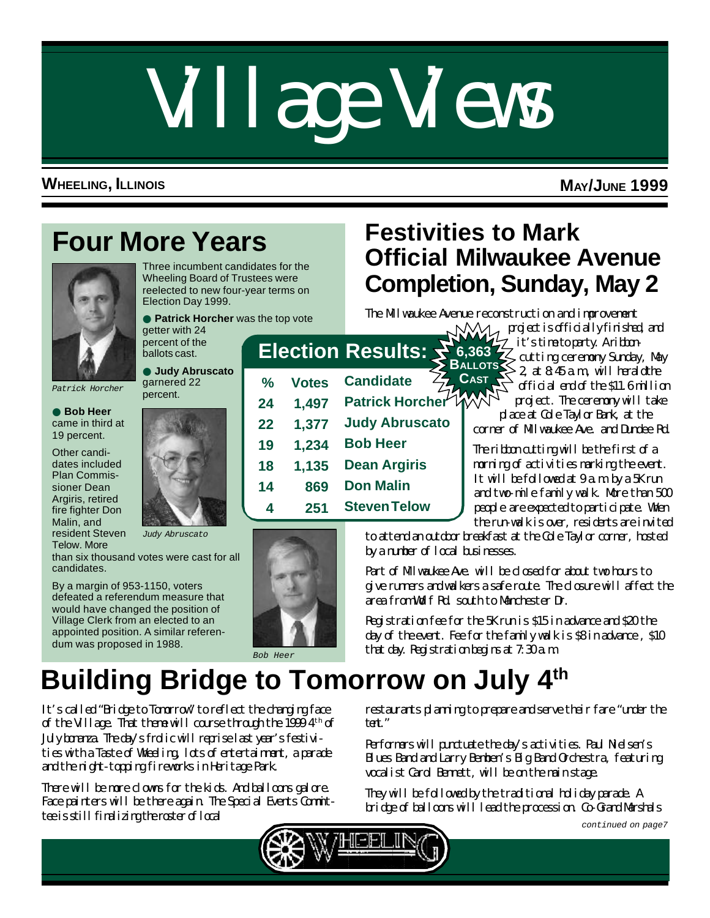# Village Views

**WHEELING, ILLINOIS** **MAY/JUNE 1999**

## Four More Years

Patrick Horcher

Three incumbent candidates for the Wheeling Board of Trustees were reelected to new four-year terms on Election Day 1999.

- **Patrick Horcher** was the top vote getter with 24 percent of the ballots cast.
- **Judy Abruscato** garnered 22 percent.
- **Bob Heer** came in third at 19 percent.

Judy Abruscato

Other candidates included Plan Commissioner Dean Argiris, retired fire fighter Don Malin, and resident Steven Telow. More than six thousand votes were cast for all candidates.

By a margin of 953-1150, voters defeated a referendum measure that would have changed the position of Village Clerk from an elected to an appointed position. A similar referendum was proposed in 1988.

Bob Heer

### Election Results: 6,363 Ballots Cast

| % | Votes | Candidate |
|---|---|---|
| 24 | 1,497 | Patrick Horcher |
| 22 | 1,377 | Judy Abruscato |
| 19 | 1,234 | Bob Heer |
| 18 | 1,135 | Dean Argiris |
| 14 | 869 | Don Malin |
| 4 | 251 | Steven Telow |

## Festivities to Mark Official Milwaukee Avenue Completion, Sunday, May 2

The Milwaukee Avenue reconstruction and improvement project is officially finished, and it's time to party. A ribbon-cutting ceremony Sunday, May 2, at 8:45 a.m., will herald the official end of the $11.6 million project. The ceremony will take place at Cole Taylor Bank, at the corner of Milwaukee Ave. and Dundee Rd.

The ribbon cutting will be the first of a morning of activities marking the event. It will be followed at 9 a.m. by a 5K run and two-mile family walk. More than 500 people are expected to participate. When the run-walk is over, residents are invited to attend an outdoor breakfast at the Cole Taylor corner, hosted by a number of local businesses.

Part of Milwaukee Ave. will be closed for about two hours to give runners and walkers a safe route. The closure will affect the area from Wolf Rd. south to Manchester Dr.

Registration fee for the 5K run is $15 in advance and $20 the day of the event. Fee for the family walk is $8 in advance, $10 that day. Registration begins at 7:30 a.m.

## Building Bridge to Tomorrow on July 4th

It's called "Bridge to Tomorrow" to reflect the changing face of the Village. That theme will course through the 1999 4th of July bonanza. The day's frolic will reprise last year's festivities with a Taste of Wheeling, lots of entertainment, a parade and the night-topping fireworks in Heritage Park.

There will be more clowns for the kids. And balloons galore. Face painters will be there again. The Special Events Committee is still finalizing the roster of local restaurants planning to prepare and serve their fare "under the tent."

Performers will punctuate the day's activities. Paul Nielsen's Blues Band and Larry Bembem's Big Band Orchestra, featuring vocalist Carol Bennett, will be on the main stage.

They will be followed by the traditional holiday parade. A bridge of balloons will lead the procession. Co-Grand Marshals

*continued on page 7*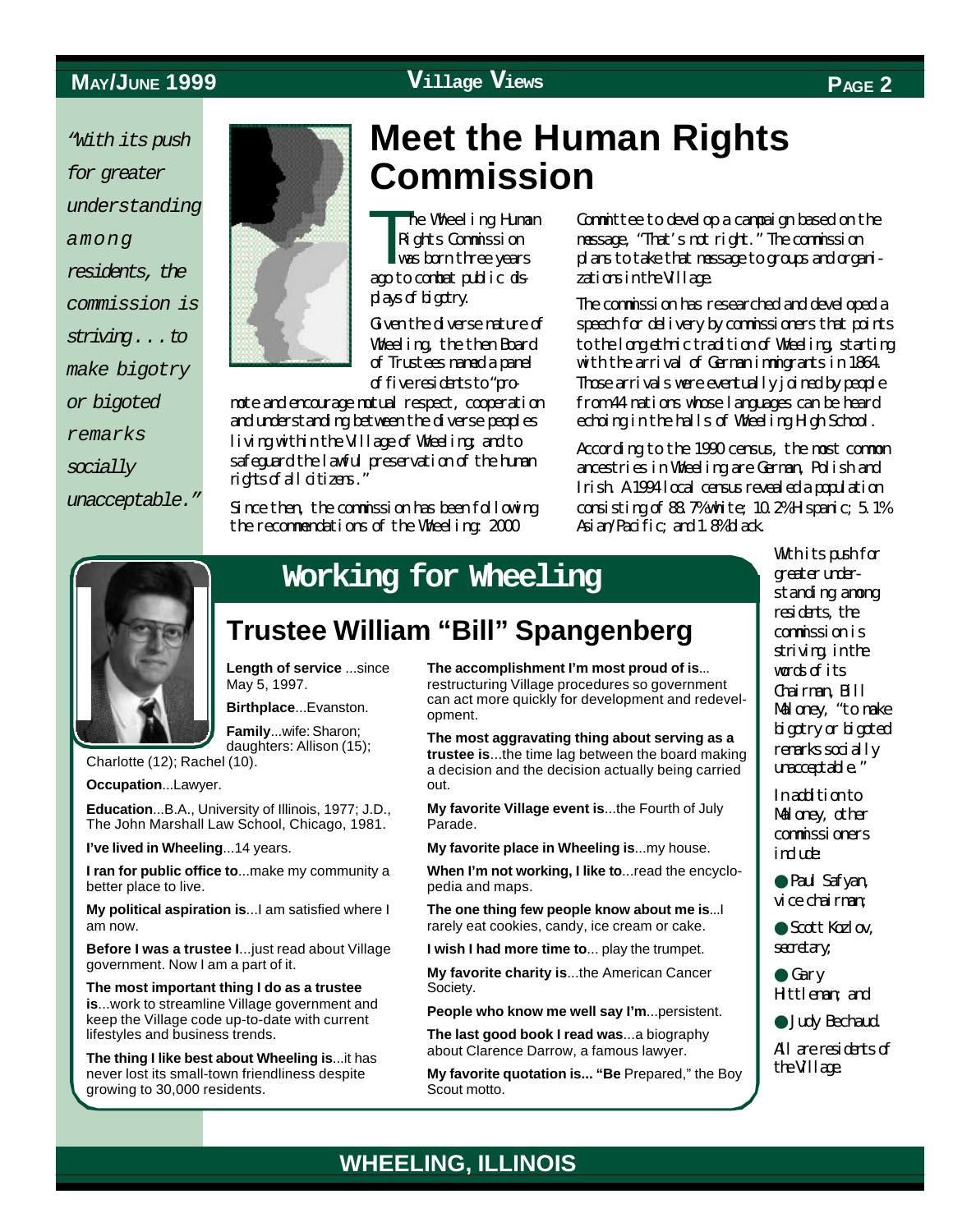*"With its push for greater understanding among residents, the commission is striving . . . to make bigotry or bigoted remarks socially unacceptable."*

# Meet the Human Rights Commission

The Wheeling Human Rights Commission was born three years ago to combat public displays of bigotry.

Given the diverse nature of Wheeling, the then Board of Trustees named a panel of five residents to "promote and encourage mutual respect, cooperation and understanding between the diverse peoples living within the Village of Wheeling; and to safeguard the lawful preservation of the human rights of all citizens."

Since then, the commission has been following the recommendations of the Wheeling: 2000 Committee to develop a campaign based on the message, "That's not right." The commission plans to take that message to groups and organizations in the Village.

The commission has researched and developed a speech for delivery by commissioners that points to the long ethnic tradition of Wheeling, starting with the arrival of German immigrants in 1864. Those arrivals were eventually joined by people from 44 nations whose languages can be heard echoing in the halls of Wheeling High School.

According to the 1990 census, the most common ancestries in Wheeling are German, Polish and Irish. A 1994 local census revealed a population consisting of 88.7% white; 10.2% Hispanic; 5.1% Asian/Pacific; and 1.8% black.

With its push for greater understanding among residents, the commission is striving, in the words of its Chairman, Bill Maloney, "to make bigotry or bigoted remarks socially unacceptable."

In addition to Maloney, other commissioners include:

- Paul Safyan, vice chairman;
- Scott Kozlov, secretary;
- Gary Hittleman; and
- Judy Bechaud.

All are residents of the Village.

# Working for Wheeling

## Trustee William "Bill" Spangenberg

**Length of service** ...since May 5, 1997.

**Birthplace**...Evanston.

**Family**...wife: Sharon; daughters: Allison (15); Charlotte (12); Rachel (10).

**Occupation**...Lawyer.

**Education**...B.A., University of Illinois, 1977; J.D., The John Marshall Law School, Chicago, 1981.

**I've lived in Wheeling**...14 years.

**I ran for public office to**...make my community a better place to live.

**My political aspiration is**...I am satisfied where I am now.

**Before I was a trustee I**...just read about Village government. Now I am a part of it.

**The most important thing I do as a trustee is**...work to streamline Village government and keep the Village code up-to-date with current lifestyles and business trends.

**The thing I like best about Wheeling is**...it has never lost its small-town friendliness despite growing to 30,000 residents.

**The accomplishment I'm most proud of is**... restructuring Village procedures so government can act more quickly for development and redevelopment.

**The most aggravating thing about serving as a trustee is**...the time lag between the board making a decision and the decision actually being carried out.

**My favorite Village event is**...the Fourth of July Parade.

**My favorite place in Wheeling is**...my house.

**When I'm not working, I like to**...read the encyclopedia and maps.

**The one thing few people know about me is**...I rarely eat cookies, candy, ice cream or cake.

**I wish I had more time to**... play the trumpet.

**My favorite charity is**...the American Cancer Society.

**People who know me well say I'm**...persistent.

**The last good book I read was**...a biography about Clarence Darrow, a famous lawyer.

**My favorite quotation is... "Be** Prepared," the Boy Scout motto.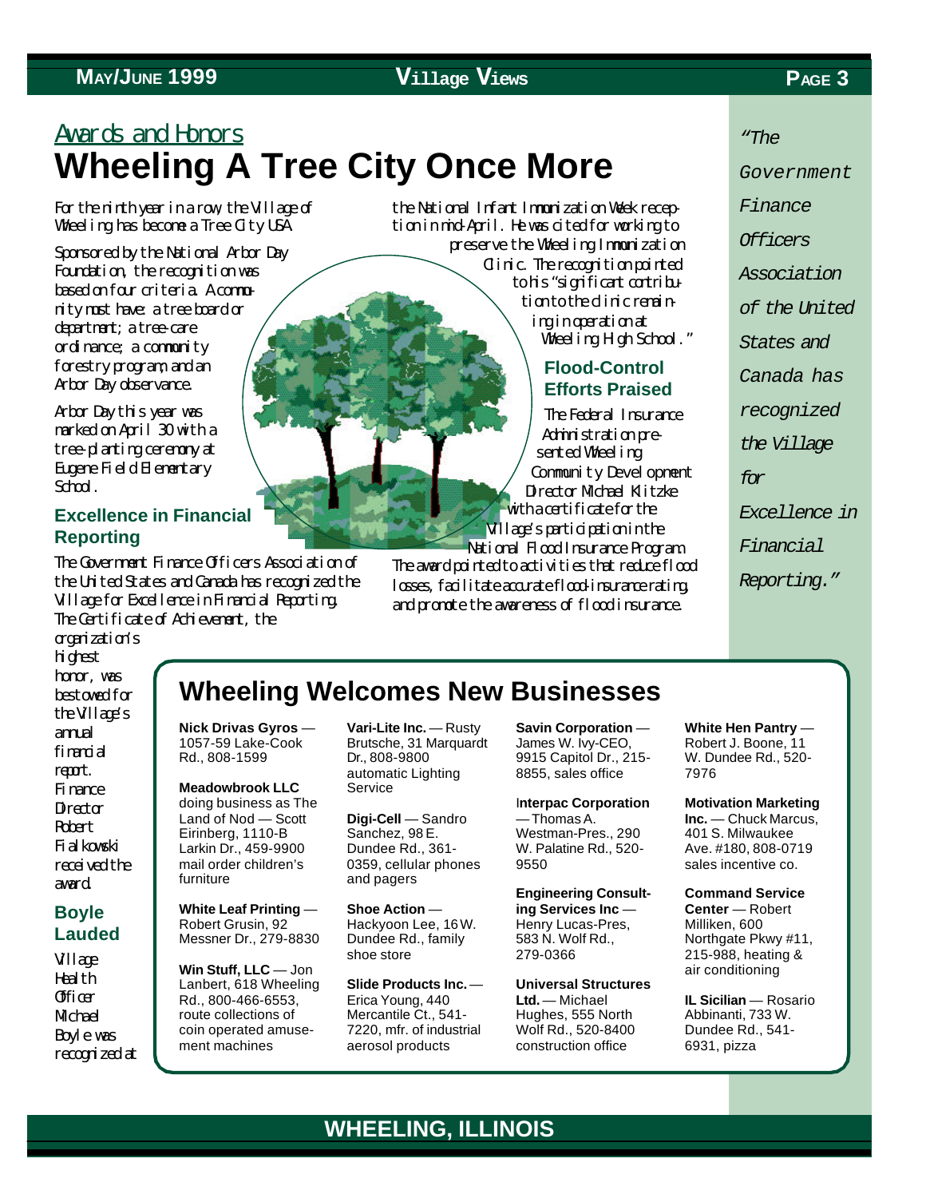Awards and Honors

# Wheeling A Tree City Once More

For the ninth year in a row, the Village of Wheeling has become a Tree City USA.

Sponsored by the National Arbor Day Foundation, the recognition was based on four criteria. A community must have: a tree board or department; a tree-care ordinance; a community forestry program; and an Arbor Day observance.

Arbor Day this year was marked on April 30 with a tree-planting ceremony at Eugene Field Elementary School.

### Excellence in Financial Reporting

The Government Finance Officers Association of the United States and Canada has recognized the Village for Excellence in Financial Reporting. The Certificate of Achievement, the organization's highest honor, was bestowed for the Village's annual financial report. Finance Director Robert Fialkowski received the award.

### Boyle Lauded

Village Health Officer Michael Boyle was recognized at the National Infant Immunization Week reception in mid-April. He was cited for working to preserve the Wheeling Immunization Clinic. The recognition pointed to his "significant contribution to the clinic remaining in operation at Wheeling High School."

### Flood-Control Efforts Praised

The Federal Insurance Administration presented Wheeling Community Development Director Michael Klitzke with a certificate for the Village's participation in the National Flood Insurance Program. The award pointed to activities that reduce flood losses, facilitate accurate flood-insurance rating, and promote the awareness of flood insurance.

*"The Government Finance Officers Association of the United States and Canada has recognized the Village for Excellence in Financial Reporting."*

## Wheeling Welcomes New Businesses

**Nick Drivas Gyros** — 1057-59 Lake-Cook Rd., 808-1599

**Meadowbrook LLC** doing business as The Land of Nod — Scott Eirinberg, 1110-B Larkin Dr., 459-9900 mail order children's furniture

**White Leaf Printing** — Robert Grusin, 92 Messner Dr., 279-8830

**Win Stuff, LLC** — Jon Lanbert, 618 Wheeling Rd., 800-466-6553, route collections of coin operated amusement machines

**Vari-Lite Inc.** — Rusty Brutsche, 31 Marquardt Dr., 808-9800 automatic Lighting Service

**Digi-Cell** — Sandro Sanchez, 98 E. Dundee Rd., 361-0359, cellular phones and pagers

**Shoe Action** — Hackyoon Lee, 16 W. Dundee Rd., family shoe store

**Slide Products Inc.** — Erica Young, 440 Mercantile Ct., 541-7220, mfr. of industrial aerosol products

**Savin Corporation** — James W. Ivy-CEO, 9915 Capitol Dr., 215-8855, sales office

**Interpac Corporation** — Thomas A. Westman-Pres., 290 W. Palatine Rd., 520-9550

**Engineering Consulting Services Inc** — Henry Lucas-Pres, 583 N. Wolf Rd., 279-0366

**Universal Structures Ltd.** — Michael Hughes, 555 North Wolf Rd., 520-8400 construction office

**White Hen Pantry** — Robert J. Boone, 11 W. Dundee Rd., 520-7976

**Motivation Marketing Inc.** — Chuck Marcus, 401 S. Milwaukee Ave. #180, 808-0719 sales incentive co.

**Command Service Center** — Robert Milliken, 600 Northgate Pkwy #11, 215-988, heating & air conditioning

**IL Sicilian** — Rosario Abbinanti, 733 W. Dundee Rd., 541-6931, pizza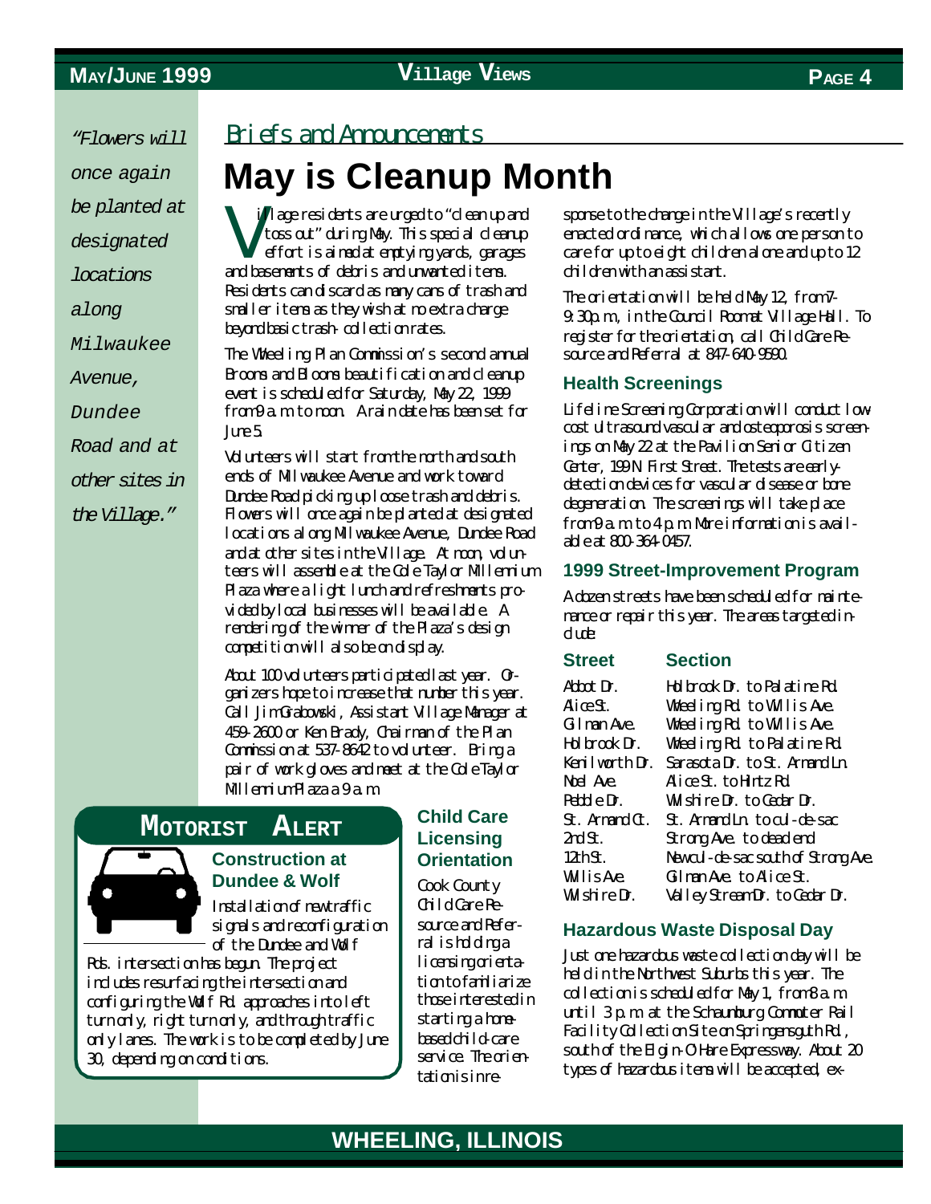*Briefs and Announcements*

# May is Cleanup Month

Village residents are urged to "clean up and toss out" during May. This special cleanup effort is aimed at emptying yards, garages and basements of debris and unwanted items. Residents can discard as many cans of trash and smaller items as they wish at no extra charge beyond basic trash-collection rates.

The Wheeling Plan Commission's second annual Brooms and Blooms beautification and cleanup event is scheduled for Saturday, May 22, 1999 from 9 a.m. to noon. A rain date has been set for June 5.

Volunteers will start from the north and south ends of Milwaukee Avenue and work toward Dundee Road picking up loose trash and debris. Flowers will once again be planted at designated locations along Milwaukee Avenue, Dundee Road and at other sites in the Village. At noon, volunteers will assemble at the Cole Taylor Millennium Plaza where a light lunch and refreshments provided by local businesses will be available. A rendering of the winner of the Plaza's design competition will also be on display.

About 100 volunteers participated last year. Organizers hope to increase that number this year. Call Jim Grabowski, Assistant Village Manager at 459-2600 or Ken Brady, Chairman of the Plan Commission at 537-8642 to volunteer. Bring a pair of work gloves and meet at the Cole Taylor Millenium Plaza a 9 a.m.

*"Flowers will once again be planted at designated locations along Milwaukee Avenue, Dundee Road and at other sites in the Village."*

## Motorist Alert

### Construction at Dundee & Wolf

Installation of new traffic signals and reconfiguration of the Dundee and Wolf Rds. intersection has begun. The project includes resurfacing the intersection and configuring the Wolf Rd. approaches into left turn only, right turn only, and through traffic only lanes. The work is to be completed by June 30, depending on conditions.

### Child Care Licensing Orientation

Cook County Child Care Resource and Referral is holding a licensing orientation to familiarize those interested in starting a home-based child-care service. The orientation is in response to the change in the Village's recently enacted ordinance, which allows one person to care for up to eight children alone and up to 12 children with an assistant.

The orientation will be held May 12, from 7-9:30 p.m., in the Council Room at Village Hall. To register for the orientation, call Child Care Resource and Referral at 847-640-9590.

### Health Screenings

Lifeline Screening Corporation will conduct low-cost ultrasound vascular and osteoporosis screenings on May 22 at the Pavilion Senior Citizen Center, 199 N. First Street. The tests are early-detection devices for vascular disease or bone degeneration. The screenings will take place from 9 a.m. to 4 p.m. More information is available at 800-364-0457.

### 1999 Street-Improvement Program

A dozen streets have been scheduled for maintenance or repair this year. The areas targeted include:

| Street | Section |
|---|---|
| Abbot Dr. | Holbrook Dr. to Palatine Rd. |
| Alice St. | Wheeling Rd. to Willis Ave. |
| Gilman Ave. | Wheeling Rd. to Willis Ave. |
| Holbrook Dr. | Wheeling Rd. to Palatine Rd. |
| Kenilworth Dr. | Sarasota Dr. to St. Armand Ln. |
| Noel Ave. | Alice St. to Hintz Rd. |
| Pebble Dr. | Wilshire Dr. to Cedar Dr. |
| St. Armand Ct. | St. Armand Ln. to cul-de-sac |
| 2nd St. | Strong Ave. to dead end |
| 12th St. | New cul-de-sac south of Strong Ave. |
| Willis Ave. | Gilman Ave. to Alice St. |
| Wilshire Dr. | Valley Stream Dr. to Cedar Dr. |

### Hazardous Waste Disposal Day

Just one hazardous waste collection day will be held in the Northwest Suburbs this year. The collection is scheduled for May 1, from 8 a.m. until 3 p.m. at the Schaumburg Commuter Rail Facility Collection Site on Springinsguth Rd., south of the Elgin-O'Hare Expressway. About 20 types of hazardous items will be accepted, ex-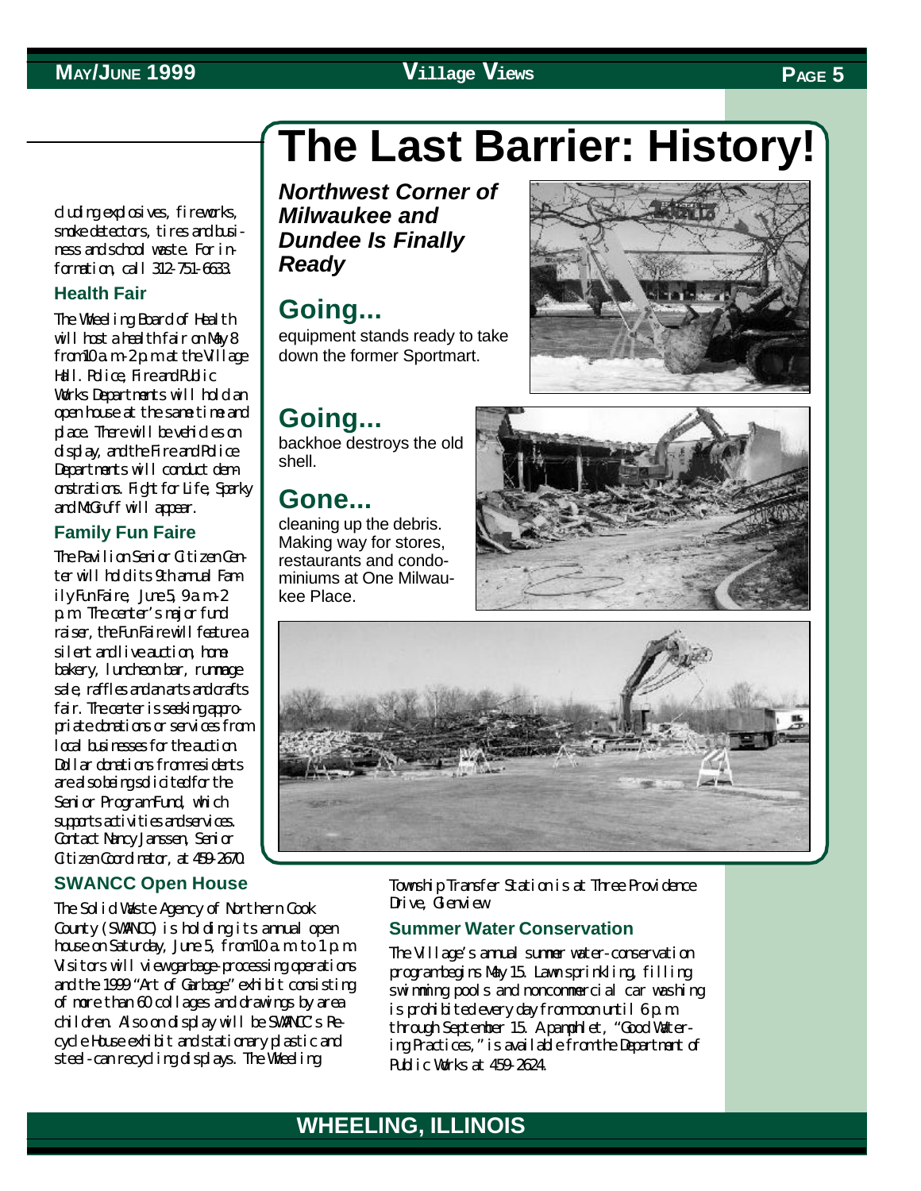cluding explosives, fireworks, smoke detectors, tires and business and school waste. For information, call 312-751-6633.

### Health Fair

The Wheeling Board of Health will host a health fair on May 8 from 10 a.m.-2 p.m. at the Village Hall. Police, Fire and Public Works Departments will hold an open house at the same time and place. There will be vehicles on display, and the Fire and Police Departments will conduct demonstrations. Fight for Life, Sparky and McGruff will appear.

### Family Fun Faire

The Pavilion Senior Citizen Center will hold its 9th annual Family Fun Faire, June 5, 9 a.m.-2 p.m. The center's major fund raiser, the Fun Faire will feature a silent and live auction, home bakery, luncheon bar, rummage sale, raffles and an arts and crafts fair. The center is seeking appropriate donations or services from local businesses for the auction. Dollar donations from residents are also being solicited for the Senior Program Fund, which supports activities and services. Contact Nancy Janssen, Senior Citizen Coordinator, at 459-2670.

### SWANCC Open House

The Solid Waste Agency of Northern Cook County (SWANCC) is holding its annual open house on Saturday, June 5, from 10 a.m. to 1 p.m. Visitors will view garbage-processing operations and the 1999 "Art of Garbage" exhibit consisting of more than 60 collages and drawings by area children. Also on display will be SWANCC's Recycle House exhibit and stationary plastic and steel-can recycling displays. The Wheeling Township Transfer Station is at Three Providence Drive, Glenview.

### Summer Water Conservation

The Village's annual summer water-conservation program begins May 15. Lawn sprinkling, filling swimming pools and noncommercial car washing is prohibited every day from noon until 6 p.m. through September 15. A pamphlet, "Good Watering Practices," is available from the Department of Public Works at 459-2624.

# The Last Barrier: History!

***Northwest Corner of Milwaukee and Dundee Is Finally Ready***

## Going...

equipment stands ready to take down the former Sportmart.

## Going...

backhoe destroys the old shell.

## Gone...

cleaning up the debris. Making way for stores, restaurants and condominiums at One Milwaukee Place.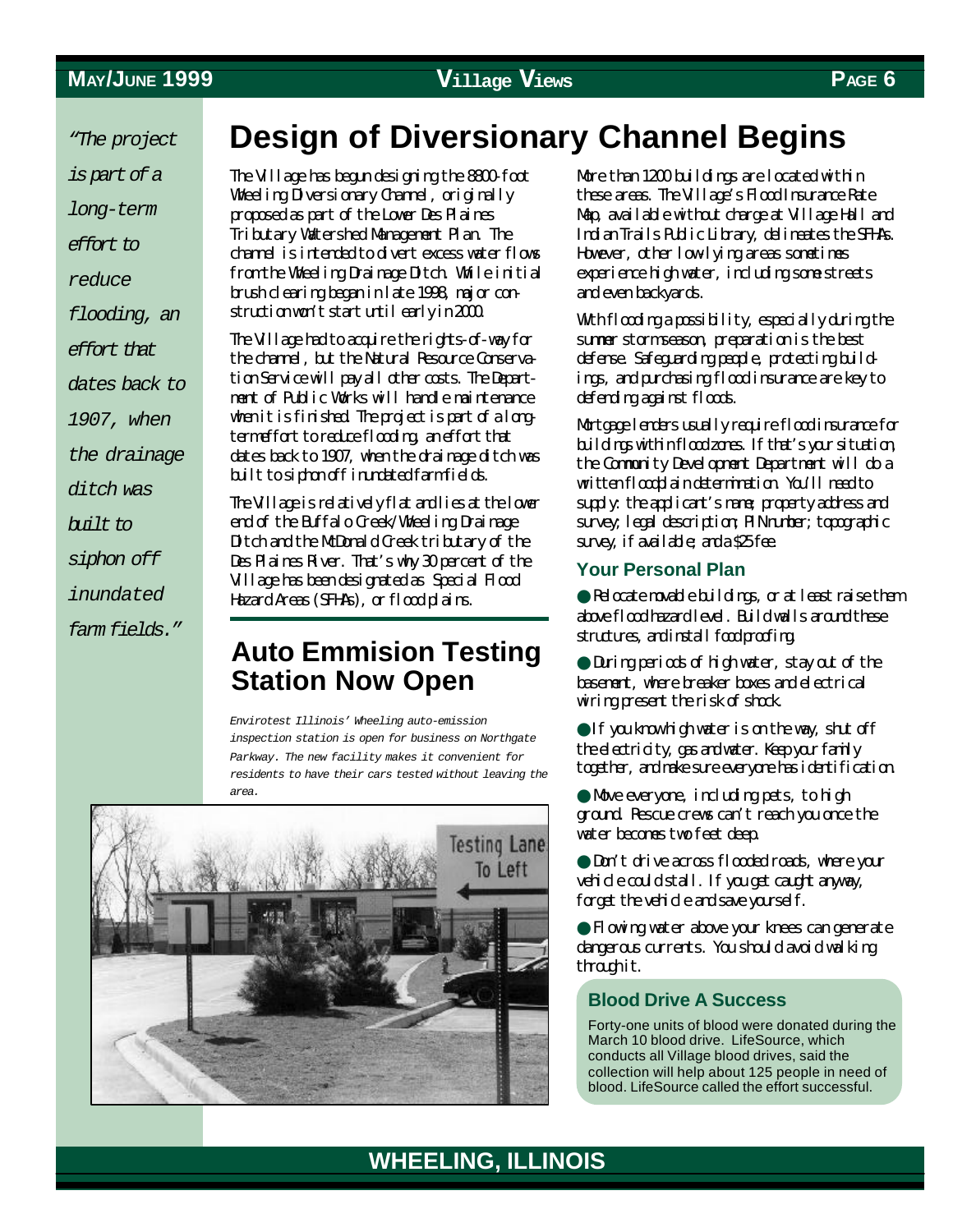*"The project is part of a long-term effort to reduce flooding, an effort that dates back to 1907, when the drainage ditch was built to siphon off inundated farm fields."*

# Design of Diversionary Channel Begins

The Village has begun designing the 8800-foot Wheeling Diversionary Channel, originally proposed as part of the Lower Des Plaines Tributary Watershed Management Plan. The channel is intended to divert excess water flows from the Wheeling Drainage Ditch. While initial brush clearing began in late 1998, major construction won't start until early in 2000.

The Village had to acquire the rights-of-way for the channel, but the Natural Resource Conservation Service will pay all other costs. The Department of Public Works will handle maintenance when it is finished. The project is part of a long-term effort to reduce flooding, an effort that dates back to 1907, when the drainage ditch was built to siphon off inundated farm fields.

The Village is relatively flat and lies at the lower end of the Buffalo Creek/Wheeling Drainage Ditch and the McDonald Creek tributary of the Des Plaines River. That's why 30 percent of the Village has been designated as Special Flood Hazard Areas (SFHAs), or floodplains.

More than 1200 buildings are located within these areas. The Village's Flood Insurance Rate Map, available without charge at Village Hall and Indian Trails Public Library, delineates the SFHAs. However, other low-lying areas sometimes experience high water, including some streets and even backyards.

With flooding a possibility, especially during the summer storm season, preparation is the best defense. Safeguarding people, protecting buildings, and purchasing flood insurance are key to defending against floods.

Mortgage lenders usually require flood insurance for buildings within flood zones. If that's your situation, the Community Development Department will do a written floodplain determination. You'll need to supply: the applicant's name; property address and survey; legal description; PIN number; topographic survey, if available; and a $25 fee.

### Your Personal Plan

- Relocate movable buildings, or at least raise them above flood hazard level. Build walls around these structures, and install floodproofing.
- During periods of high water, stay out of the basement, where breaker boxes and electrical wiring present the risk of shock.
- If you know high water is on the way, shut off the electricity, gas and water. Keep your family together, and make sure everyone has identification.
- Move everyone, including pets, to high ground. Rescue crews can't reach you once the water becomes two feet deep.
- Don't drive across flooded roads, where your vehicle could stall. If you get caught anyway, forget the vehicle and save yourself.
- Flowing water above your knees can generate dangerous currents. You should avoid walking through it.

## Auto Emmision Testing Station Now Open

*Envirotest Illinois' Wheeling auto-emission inspection station is open for business on Northgate Parkway. The new facility makes it convenient for residents to have their cars tested without leaving the area.*

### Blood Drive A Success

Forty-one units of blood were donated during the March 10 blood drive. LifeSource, which conducts all Village blood drives, said the collection will help about 125 people in need of blood. LifeSource called the effort successful.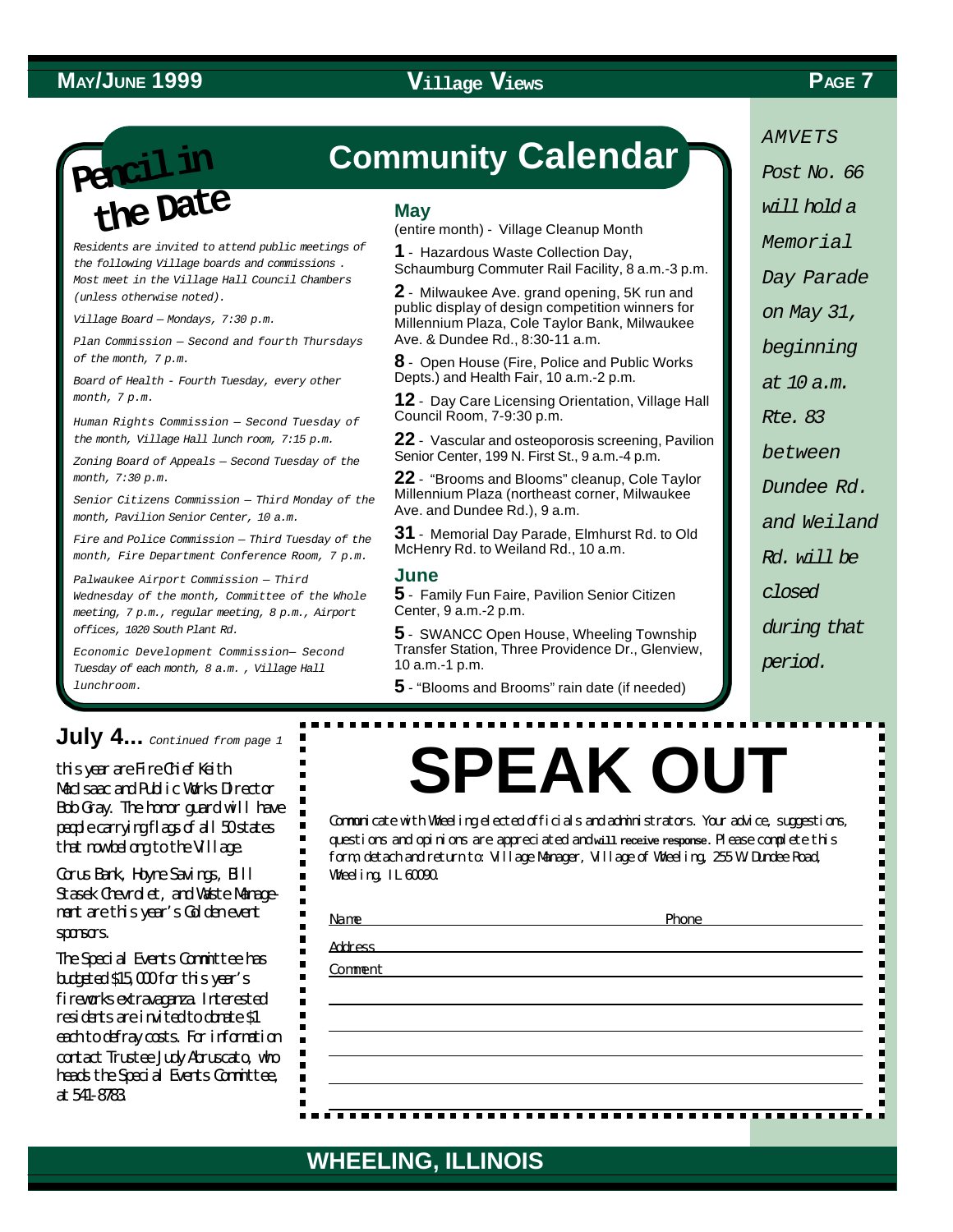## Community Calendar

### Pencil in the Date

*Residents are invited to attend public meetings of the following Village boards and commissions. Most meet in the Village Hall Council Chambers (unless otherwise noted).*

*Village Board – Mondays, 7:30 p.m.*

*Plan Commission – Second and fourth Thursdays of the month, 7 p.m.*

*Board of Health - Fourth Tuesday, every other month, 7 p.m.*

*Human Rights Commission – Second Tuesday of the month, Village Hall lunch room, 7:15 p.m.*

*Zoning Board of Appeals – Second Tuesday of the month, 7:30 p.m.*

*Senior Citizens Commission – Third Monday of the month, Pavilion Senior Center, 10 a.m.*

*Fire and Police Commission – Third Tuesday of the month, Fire Department Conference Room, 7 p.m.*

*Palwaukee Airport Commission – Third Wednesday of the month, Committee of the Whole meeting, 7 p.m., regular meeting, 8 p.m., Airport offices, 1020 South Plant Rd.*

*Economic Development Commission– Second Tuesday of each month, 8 a.m. , Village Hall lunchroom.*

### May

(entire month) - Village Cleanup Month

**1** - Hazardous Waste Collection Day, Schaumburg Commuter Rail Facility, 8 a.m.-3 p.m.

**2** - Milwaukee Ave. grand opening, 5K run and public display of design competition winners for Millennium Plaza, Cole Taylor Bank, Milwaukee Ave. & Dundee Rd., 8:30-11 a.m.

**8** - Open House (Fire, Police and Public Works Depts.) and Health Fair, 10 a.m.-2 p.m.

**12** - Day Care Licensing Orientation, Village Hall Council Room, 7-9:30 p.m.

**22** - Vascular and osteoporosis screening, Pavilion Senior Center, 199 N. First St., 9 a.m.-4 p.m.

**22** - "Brooms and Blooms" cleanup, Cole Taylor Millennium Plaza (northeast corner, Milwaukee Ave. and Dundee Rd.), 9 a.m.

**31** - Memorial Day Parade, Elmhurst Rd. to Old McHenry Rd. to Weiland Rd., 10 a.m.

### June

**5** - Family Fun Faire, Pavilion Senior Citizen Center, 9 a.m.-2 p.m.

**5** - SWANCC Open House, Wheeling Township Transfer Station, Three Providence Dr., Glenview, 10 a.m.-1 p.m.

**5** - "Blooms and Brooms" rain date (if needed)

*AMVETS Post No. 66 will hold a Memorial Day Parade on May 31, beginning at 10 a.m. Rte. 83 between Dundee Rd. and Weiland Rd. will be closed during that period.*

## July 4... *Continued from page 1*

this year are Fire Chief Keith MacIsaac and Public Works Director Bob Gray. The honor guard will have people carrying flags of all 50 states that now belong to the Village.

Corus Bank, Hoyne Savings, Bill Stasek Chevrolet, and Waste Management are this year's Golden event sponsors.

The Special Events Committee has budgeted $15,000 for this year's fireworks extravaganza. Interested residents are invited to donate $1 each to defray costs. For information contact Trustee Judy Abruscato, who heads the Special Events Committee, at 541-8783.

# SPEAK OUT

Communicate with Wheeling elected officials and administrators. Your advice, suggestions, questions and opinions are appreciated and **will receive response**. Please complete this form, detach and return to: Village Manager, Village of Wheeling, 255 W. Dundee Road, Wheeling, IL 60090.

Name ____________________ Phone ____________________

Address ____________________

Comment ____________________

WHEELING, ILLINOIS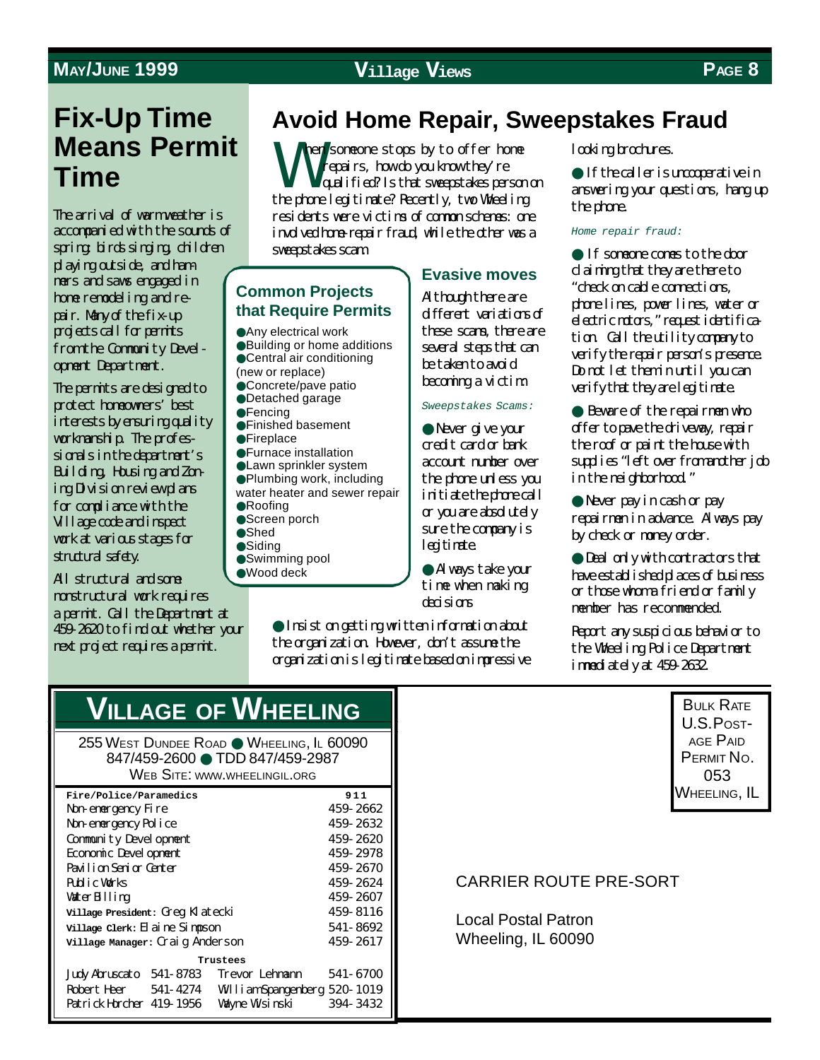## Fix-Up Time Means Permit Time

The arrival of warm weather is accompanied with the sounds of spring: birds singing, children playing outside, and hammers and saws engaged in home remodeling and repair. Many of the fix-up projects call for permits from the Community Development Department.

The permits are designed to protect homeowners' best interests by ensuring quality workmanship. The professionals in the department's Building, Housing and Zoning Division review plans for compliance with the Village code and inspect work at various stages for structural safety.

All structural and some nonstructural work requires a permit. Call the Department at 459-2620 to find out whether your next project requires a permit.

## Avoid Home Repair, Sweepstakes Fraud

When someone stops by to offer home repairs, how do you know they're qualified? Is that sweepstakes person on the phone legitimate? Recently, two Wheeling residents were victims of common schemes: one involved home-repair fraud, while the other was a sweepstakes scam.

### Common Projects that Require Permits

- Any electrical work
- Building or home additions
- Central air conditioning (new or replace)
- Concrete/pave patio
- Detached garage
- Fencing
- Finished basement
- Fireplace
- Furnace installation
- Lawn sprinkler system
- Plumbing work, including water heater and sewer repair
- Roofing
- Screen porch
- Shed
- Siding
- Swimming pool
- Wood deck

### Evasive moves

Although there are different variations of these scams, there are several steps that can be taken to avoid becoming a victim.

*Sweepstakes Scams:*

- Never give your credit card or bank account number over the phone unless you initiate the phone call or you are absolutely sure the company is legitimate.
- Always take your time when making decisions.
- Insist on getting written information about the organization. However, don't assume the organization is legitimate based on impressive looking brochures.
- If the caller is uncooperative in answering your questions, hang up the phone.

*Home repair fraud:*

- If someone comes to the door claiming that they are there to "check on cable connections, phone lines, power lines, water or electric motors," request identification. Call the utility company to verify the repair person's presence. Do not let them in until you can verify that they are legitimate.
- Beware of the repairmen who offer to pave the driveway, repair the roof or paint the house with supplies "left over from another job in the neighborhood."
- Never pay in cash or pay repairmen in advance. Always pay by check or money order.
- Deal only with contractors that have established places of business or those whom a friend or family member has recommended.

Report any suspicious behavior to the Wheeling Police Department immediately at 459-2632.

## Village of Wheeling

255 West Dundee Road ● Wheeling, IL 60090
847/459-2600 ● TDD 847/459-2987
Web Site: www.wheelingil.org

| | |
|---|---|
| **Fire/Police/Paramedics** | **911** |
| Non-emergency Fire | 459-2662 |
| Non-emergency Police | 459-2632 |
| Community Development | 459-2620 |
| Economic Development | 459-2978 |
| Pavilion Senior Center | 459-2670 |
| Public Works | 459-2624 |
| Water Billing | 459-2607 |
| **Village President:** Greg Klatecki | 459-8116 |
| **Village Clerk:** Elaine Simpson | 541-8692 |
| **Village Manager:** Craig Anderson | 459-2617 |

**Trustees**

| | | | |
|---|---|---|---|
| Judy Abruscato | 541-8783 | Trevor Lehmann | 541-6700 |
| Robert Heer | 541-4274 | William Spangenberg | 520-1019 |
| Patrick Horcher | 419-1956 | Wayne Wisinski | 394-3432 |

Bulk Rate
U.S. Postage Paid
Permit No. 053
Wheeling, IL

CARRIER ROUTE PRE-SORT

Local Postal Patron
Wheeling, IL 60090